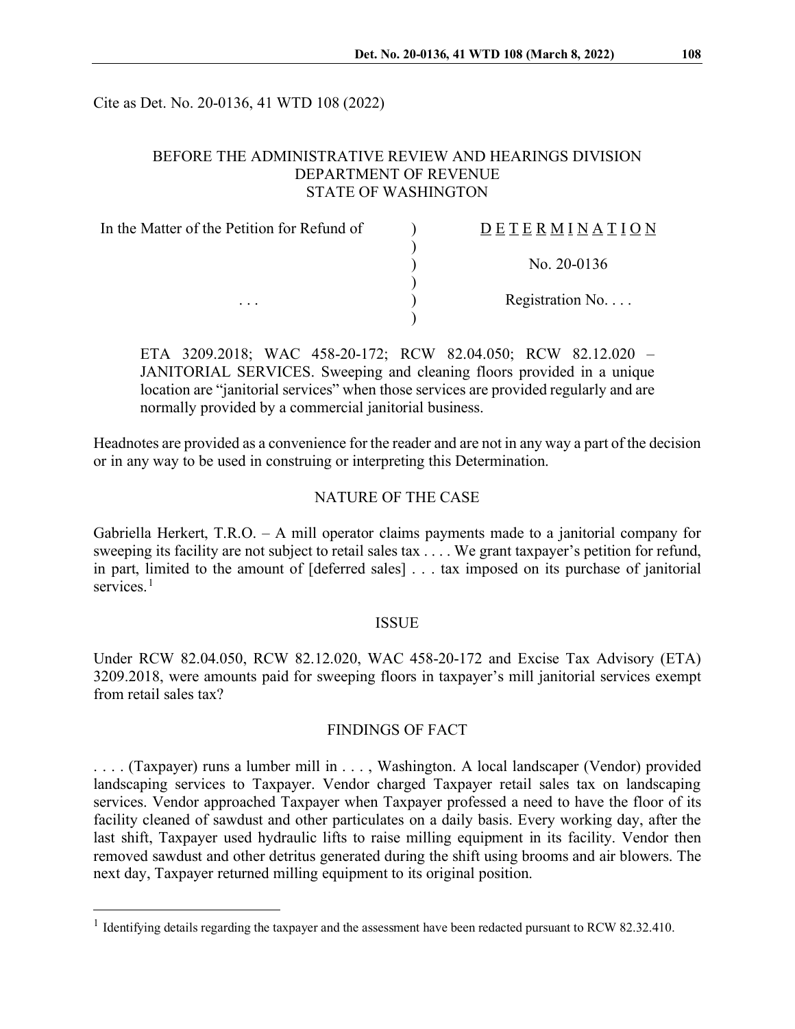Cite as Det. No. 20-0136, 41 WTD 108 (2022)

BEFORE THE ADMINISTRATIVE REVIEW AND HEARINGS DIVISION
DEPARTMENT OF REVENUE
STATE OF WASHINGTON

| In the Matter of the Petition for Refund of | ) | D E T E R M I N A T I O N |
|---|---|---|
| | ) | |
| | ) | No. 20-0136 |
| | ) | |
| . . . | ) | Registration No. . . . |
| | ) | |

ETA 3209.2018; WAC 458-20-172; RCW 82.04.050; RCW 82.12.020 – JANITORIAL SERVICES. Sweeping and cleaning floors provided in a unique location are "janitorial services" when those services are provided regularly and are normally provided by a commercial janitorial business.

Headnotes are provided as a convenience for the reader and are not in any way a part of the decision or in any way to be used in construing or interpreting this Determination.

## NATURE OF THE CASE

Gabriella Herkert, T.R.O. – A mill operator claims payments made to a janitorial company for sweeping its facility are not subject to retail sales tax . . . . We grant taxpayer's petition for refund, in part, limited to the amount of [deferred sales] . . . tax imposed on its purchase of janitorial services.[1]

## ISSUE

Under RCW 82.04.050, RCW 82.12.020, WAC 458-20-172 and Excise Tax Advisory (ETA) 3209.2018, were amounts paid for sweeping floors in taxpayer's mill janitorial services exempt from retail sales tax?

## FINDINGS OF FACT

. . . . (Taxpayer) runs a lumber mill in . . . , Washington. A local landscaper (Vendor) provided landscaping services to Taxpayer. Vendor charged Taxpayer retail sales tax on landscaping services. Vendor approached Taxpayer when Taxpayer professed a need to have the floor of its facility cleaned of sawdust and other particulates on a daily basis. Every working day, after the last shift, Taxpayer used hydraulic lifts to raise milling equipment in its facility. Vendor then removed sawdust and other detritus generated during the shift using brooms and air blowers. The next day, Taxpayer returned milling equipment to its original position.

[1] Identifying details regarding the taxpayer and the assessment have been redacted pursuant to RCW 82.32.410.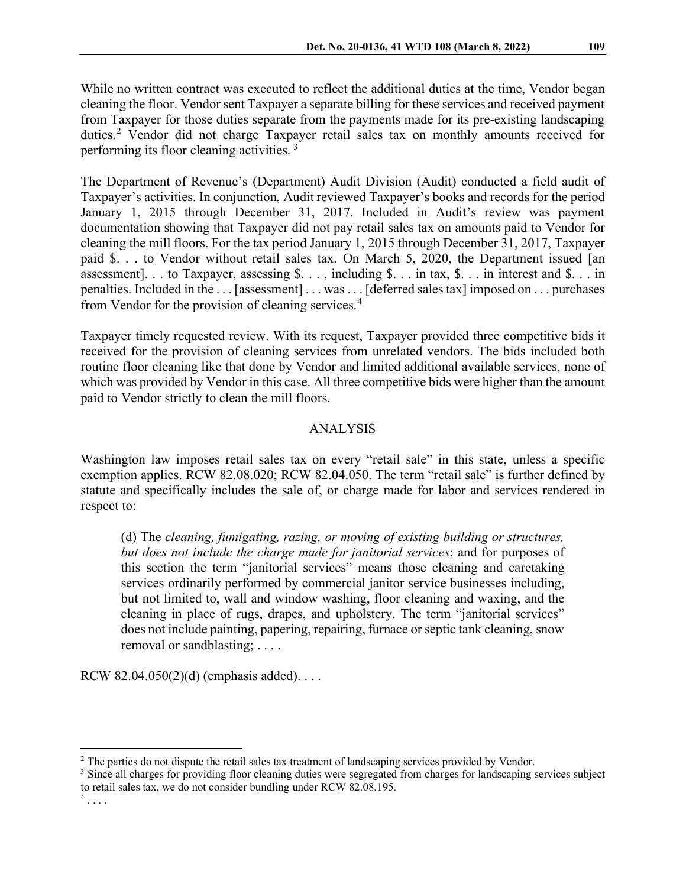While no written contract was executed to reflect the additional duties at the time, Vendor began cleaning the floor. Vendor sent Taxpayer a separate billing for these services and received payment from Taxpayer for those duties separate from the payments made for its pre-existing landscaping duties.[2] Vendor did not charge Taxpayer retail sales tax on monthly amounts received for performing its floor cleaning activities. [3]

The Department of Revenue's (Department) Audit Division (Audit) conducted a field audit of Taxpayer's activities. In conjunction, Audit reviewed Taxpayer's books and records for the period January 1, 2015 through December 31, 2017. Included in Audit's review was payment documentation showing that Taxpayer did not pay retail sales tax on amounts paid to Vendor for cleaning the mill floors. For the tax period January 1, 2015 through December 31, 2017, Taxpayer paid $. . . to Vendor without retail sales tax. On March 5, 2020, the Department issued [an assessment]. . . to Taxpayer, assessing $. . . , including $. . . in tax, $. . . in interest and $. . . in penalties. Included in the . . . [assessment] . . . was . . . [deferred sales tax] imposed on . . . purchases from Vendor for the provision of cleaning services.[4]

Taxpayer timely requested review. With its request, Taxpayer provided three competitive bids it received for the provision of cleaning services from unrelated vendors. The bids included both routine floor cleaning like that done by Vendor and limited additional available services, none of which was provided by Vendor in this case. All three competitive bids were higher than the amount paid to Vendor strictly to clean the mill floors.

## ANALYSIS

Washington law imposes retail sales tax on every "retail sale" in this state, unless a specific exemption applies. RCW 82.08.020; RCW 82.04.050. The term "retail sale" is further defined by statute and specifically includes the sale of, or charge made for labor and services rendered in respect to:

> (d) The *cleaning, fumigating, razing, or moving of existing building or structures, but does not include the charge made for janitorial services*; and for purposes of this section the term "janitorial services" means those cleaning and caretaking services ordinarily performed by commercial janitor service businesses including, but not limited to, wall and window washing, floor cleaning and waxing, and the cleaning in place of rugs, drapes, and upholstery. The term "janitorial services" does not include painting, papering, repairing, furnace or septic tank cleaning, snow removal or sandblasting; . . . .

RCW 82.04.050(2)(d) (emphasis added). . . .

---

[2] The parties do not dispute the retail sales tax treatment of landscaping services provided by Vendor.

[3] Since all charges for providing floor cleaning duties were segregated from charges for landscaping services subject to retail sales tax, we do not consider bundling under RCW 82.08.195.

[4] . . . .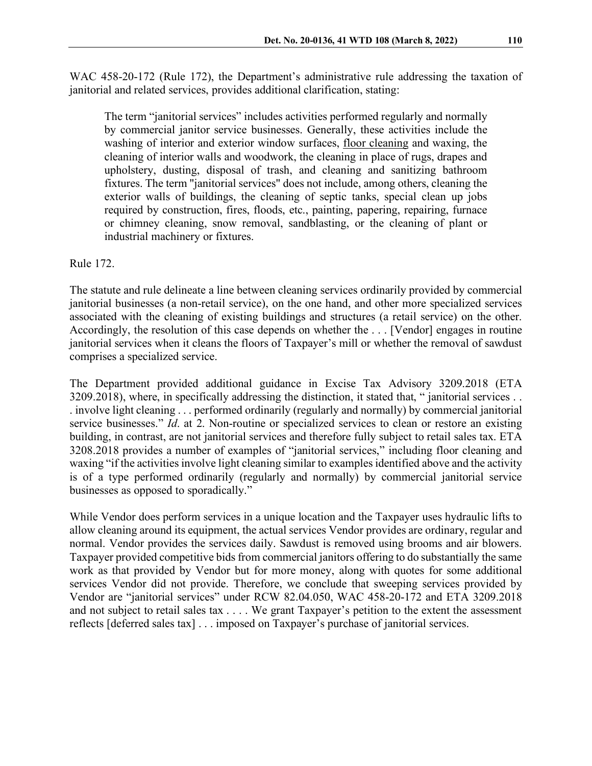WAC 458-20-172 (Rule 172), the Department's administrative rule addressing the taxation of janitorial and related services, provides additional clarification, stating:

> The term "janitorial services" includes activities performed regularly and normally by commercial janitor service businesses. Generally, these activities include the washing of interior and exterior window surfaces, <u>floor cleaning</u> and waxing, the cleaning of interior walls and woodwork, the cleaning in place of rugs, drapes and upholstery, dusting, disposal of trash, and cleaning and sanitizing bathroom fixtures. The term "janitorial services" does not include, among others, cleaning the exterior walls of buildings, the cleaning of septic tanks, special clean up jobs required by construction, fires, floods, etc., painting, papering, repairing, furnace or chimney cleaning, snow removal, sandblasting, or the cleaning of plant or industrial machinery or fixtures.

Rule 172.

The statute and rule delineate a line between cleaning services ordinarily provided by commercial janitorial businesses (a non-retail service), on the one hand, and other more specialized services associated with the cleaning of existing buildings and structures (a retail service) on the other. Accordingly, the resolution of this case depends on whether the . . . [Vendor] engages in routine janitorial services when it cleans the floors of Taxpayer's mill or whether the removal of sawdust comprises a specialized service.

The Department provided additional guidance in Excise Tax Advisory 3209.2018 (ETA 3209.2018), where, in specifically addressing the distinction, it stated that, " janitorial services . . . involve light cleaning . . . performed ordinarily (regularly and normally) by commercial janitorial service businesses." *Id*. at 2. Non-routine or specialized services to clean or restore an existing building, in contrast, are not janitorial services and therefore fully subject to retail sales tax. ETA 3208.2018 provides a number of examples of "janitorial services," including floor cleaning and waxing "if the activities involve light cleaning similar to examples identified above and the activity is of a type performed ordinarily (regularly and normally) by commercial janitorial service businesses as opposed to sporadically."

While Vendor does perform services in a unique location and the Taxpayer uses hydraulic lifts to allow cleaning around its equipment, the actual services Vendor provides are ordinary, regular and normal. Vendor provides the services daily. Sawdust is removed using brooms and air blowers. Taxpayer provided competitive bids from commercial janitors offering to do substantially the same work as that provided by Vendor but for more money, along with quotes for some additional services Vendor did not provide. Therefore, we conclude that sweeping services provided by Vendor are "janitorial services" under RCW 82.04.050, WAC 458-20-172 and ETA 3209.2018 and not subject to retail sales tax . . . . We grant Taxpayer's petition to the extent the assessment reflects [deferred sales tax] . . . imposed on Taxpayer's purchase of janitorial services.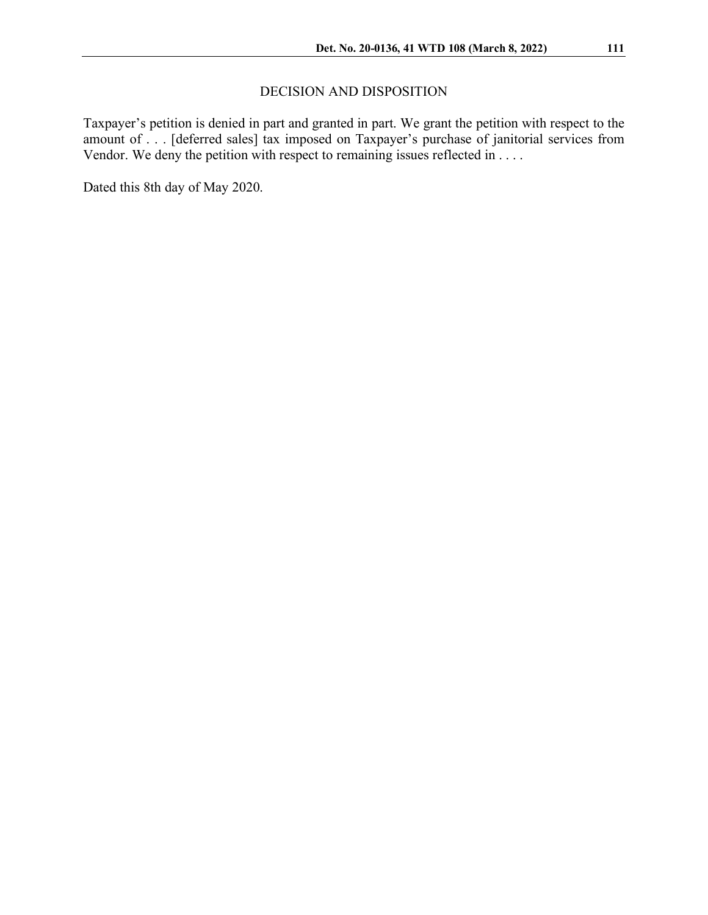## DECISION AND DISPOSITION

Taxpayer's petition is denied in part and granted in part. We grant the petition with respect to the amount of . . . [deferred sales] tax imposed on Taxpayer's purchase of janitorial services from Vendor. We deny the petition with respect to remaining issues reflected in . . . .

Dated this 8th day of May 2020.